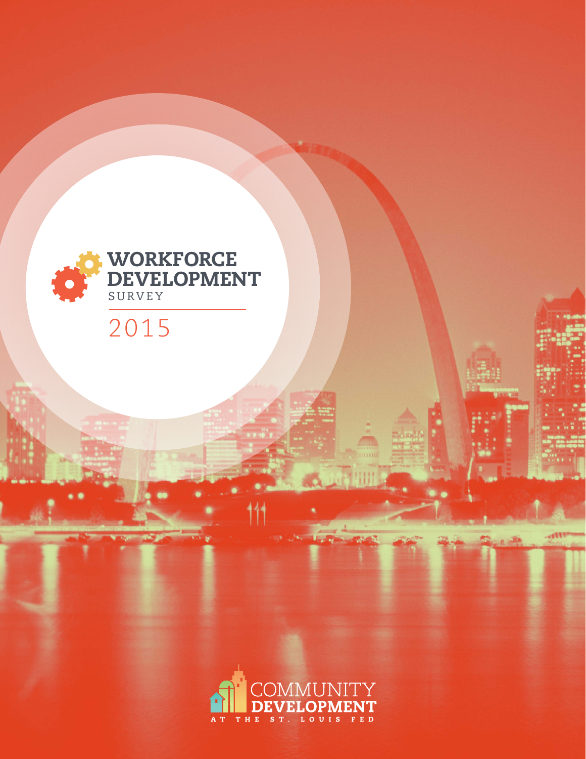# WORKFORCE DEVELOPMENT

SURVEY

2015

COMMUNITY DEVELOPMENT

AT THE ST. LOUIS FED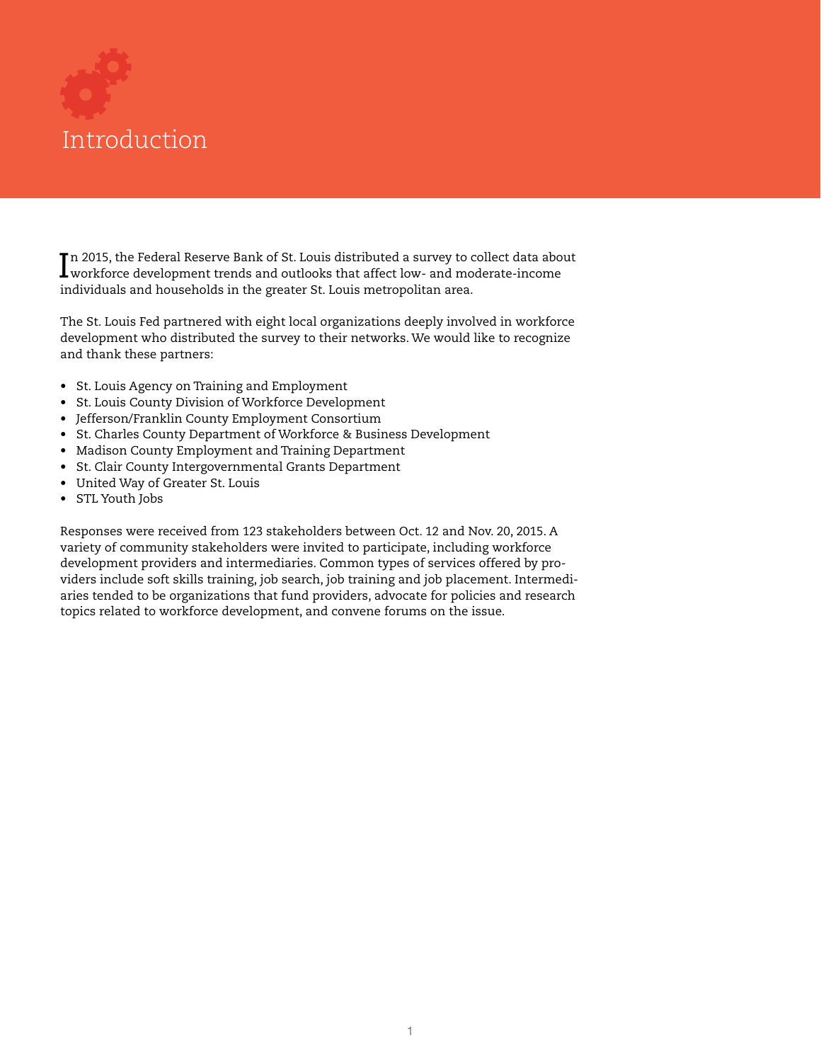# Introduction

In 2015, the Federal Reserve Bank of St. Louis distributed a survey to collect data about workforce development trends and outlooks that affect low- and moderate-income individuals and households in the greater St. Louis metropolitan area.

The St. Louis Fed partnered with eight local organizations deeply involved in workforce development who distributed the survey to their networks. We would like to recognize and thank these partners:

- St. Louis Agency on Training and Employment
- St. Louis County Division of Workforce Development
- Jefferson/Franklin County Employment Consortium
- St. Charles County Department of Workforce & Business Development
- Madison County Employment and Training Department
- St. Clair County Intergovernmental Grants Department
- United Way of Greater St. Louis
- STL Youth Jobs

Responses were received from 123 stakeholders between Oct. 12 and Nov. 20, 2015. A variety of community stakeholders were invited to participate, including workforce development providers and intermediaries. Common types of services offered by providers include soft skills training, job search, job training and job placement. Intermediaries tended to be organizations that fund providers, advocate for policies and research topics related to workforce development, and convene forums on the issue.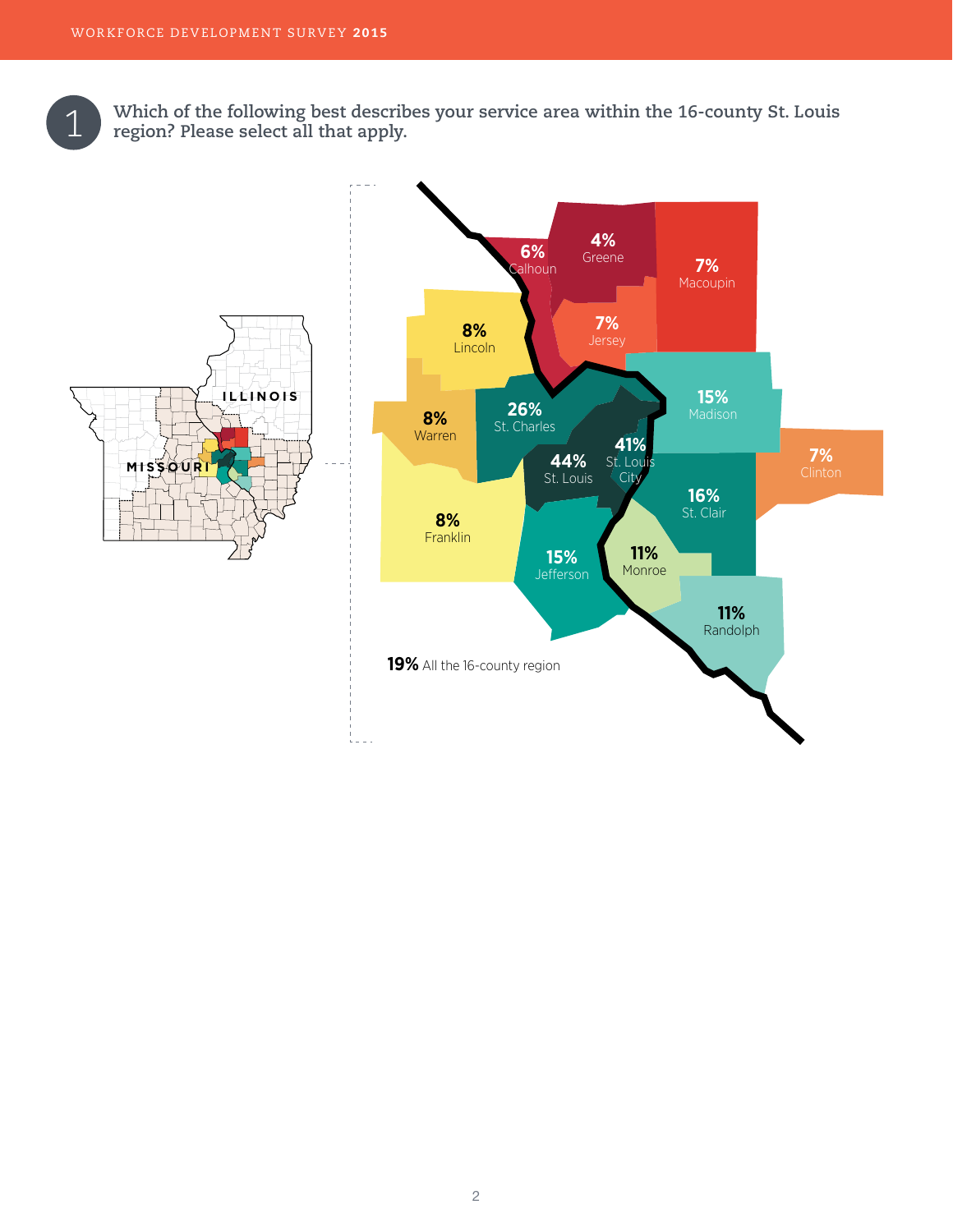## 1 Which of the following best describes your service area within the 16-county St. Louis region? Please select all that apply.

ILLINOIS

MISSOURI

**6%** Calhoun

**4%** Greene

**7%** Macoupin

**7%** Jersey

**8%** Lincoln

**8%** Warren

**26%** St. Charles

**15%** Madison

**44%** St. Louis

**41%** St. Louis City

**7%** Clinton

**16%** St. Clair

**8%** Franklin

**15%** Jefferson

**11%** Monroe

**11%** Randolph

**19%** All the 16-county region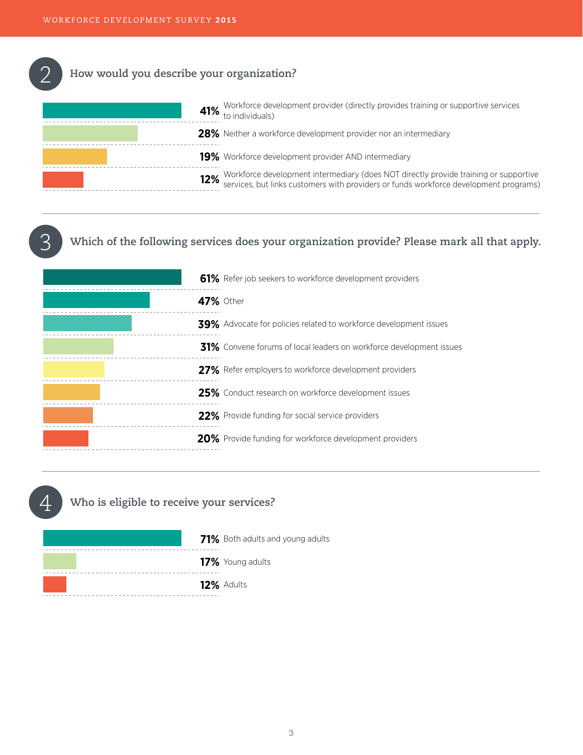## 2 How would you describe your organization?

| Percent | Response |
|---|---|
| 41% | Workforce development provider (directly provides training or supportive services to individuals) |
| 28% | Neither a workforce development provider nor an intermediary |
| 19% | Workforce development provider AND intermediary |
| 12% | Workforce development intermediary (does NOT directly provide training or supportive services, but links customers with providers or funds workforce development programs) |

## 3 Which of the following services does your organization provide? Please mark all that apply.

| Percent | Response |
|---|---|
| 61% | Refer job seekers to workforce development providers |
| 47% | Other |
| 39% | Advocate for policies related to workforce development issues |
| 31% | Convene forums of local leaders on workforce development issues |
| 27% | Refer employers to workforce development providers |
| 25% | Conduct research on workforce development issues |
| 22% | Provide funding for social service providers |
| 20% | Provide funding for workforce development providers |

## 4 Who is eligible to receive your services?

| Percent | Response |
|---|---|
| 71% | Both adults and young adults |
| 17% | Young adults |
| 12% | Adults |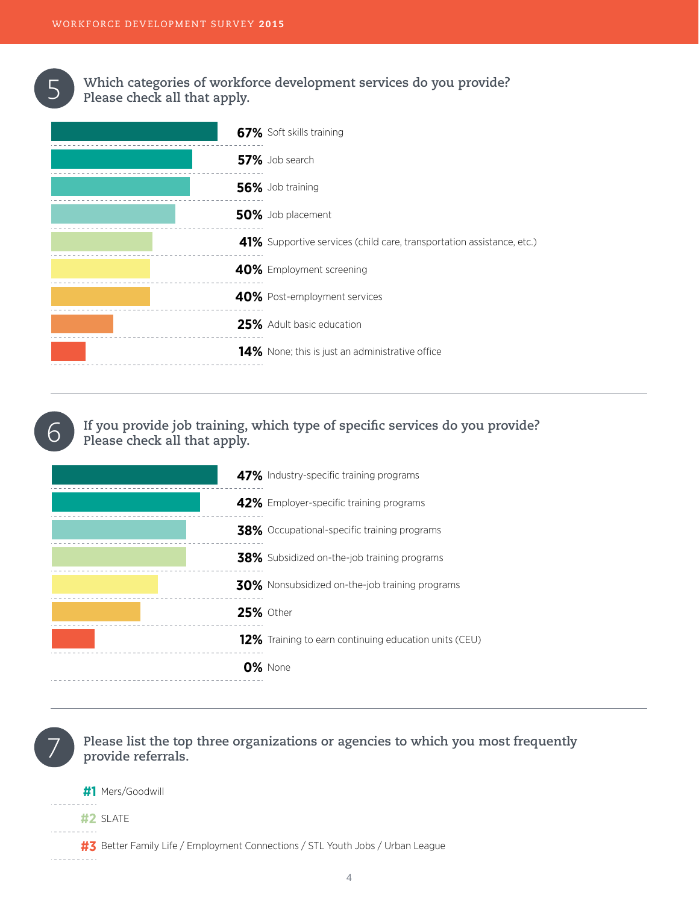## 5 Which categories of workforce development services do you provide? Please check all that apply.

| Percentage | Category |
|---|---|
| 67% | Soft skills training |
| 57% | Job search |
| 56% | Job training |
| 50% | Job placement |
| 41% | Supportive services (child care, transportation assistance, etc.) |
| 40% | Employment screening |
| 40% | Post-employment services |
| 25% | Adult basic education |
| 14% | None; this is just an administrative office |

## 6 If you provide job training, which type of specific services do you provide? Please check all that apply.

| Percentage | Service |
|---|---|
| 47% | Industry-specific training programs |
| 42% | Employer-specific training programs |
| 38% | Occupational-specific training programs |
| 38% | Subsidized on-the-job training programs |
| 30% | Nonsubsidized on-the-job training programs |
| 25% | Other |
| 12% | Training to earn continuing education units (CEU) |
| 0% | None |

## 7 Please list the top three organizations or agencies to which you most frequently provide referrals.

**#1** Mers/Goodwill

**#2** SLATE

**#3** Better Family Life / Employment Connections / STL Youth Jobs / Urban League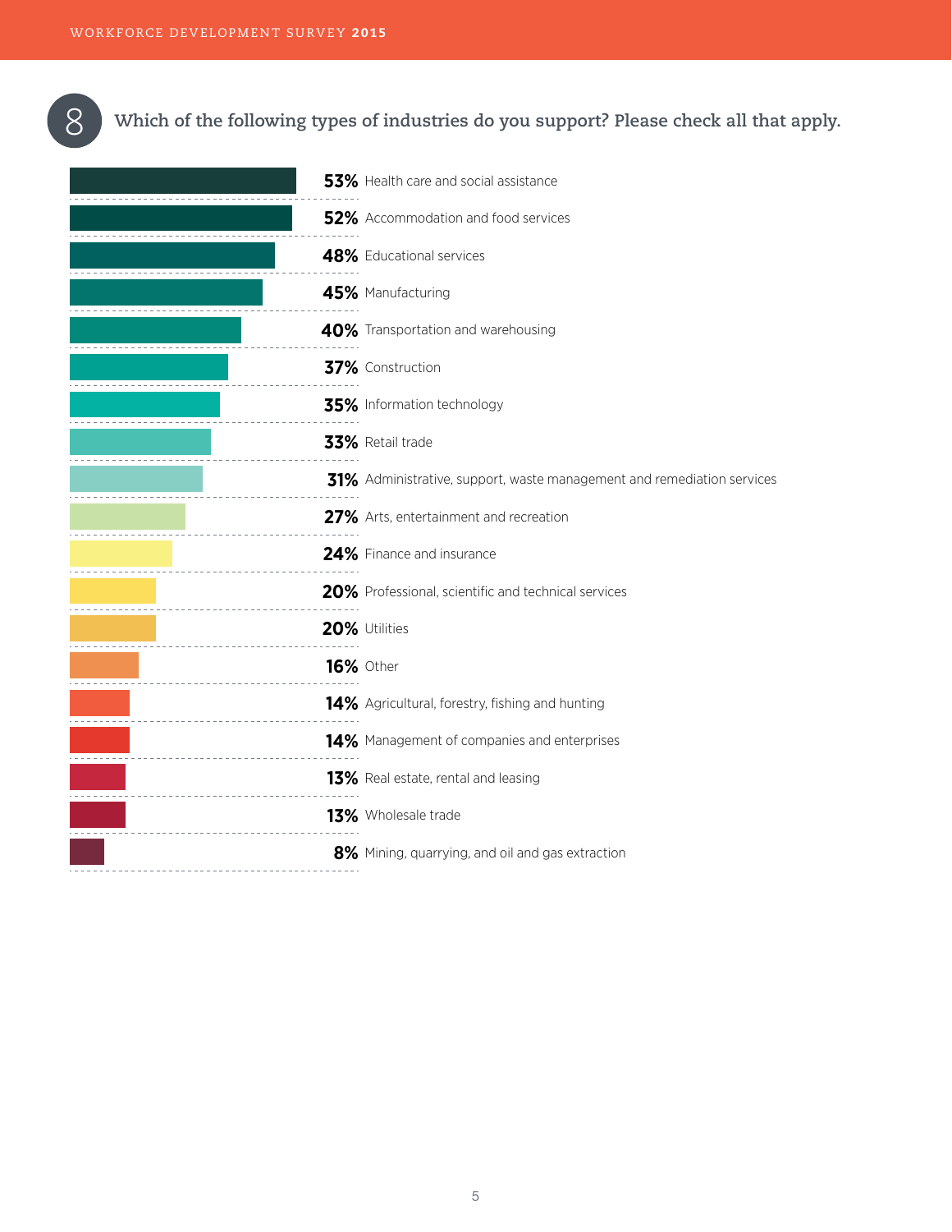## 8 Which of the following types of industries do you support? Please check all that apply.

| Percentage | Industry |
|---|---|
| 53% | Health care and social assistance |
| 52% | Accommodation and food services |
| 48% | Educational services |
| 45% | Manufacturing |
| 40% | Transportation and warehousing |
| 37% | Construction |
| 35% | Information technology |
| 33% | Retail trade |
| 31% | Administrative, support, waste management and remediation services |
| 27% | Arts, entertainment and recreation |
| 24% | Finance and insurance |
| 20% | Professional, scientific and technical services |
| 20% | Utilities |
| 16% | Other |
| 14% | Agricultural, forestry, fishing and hunting |
| 14% | Management of companies and enterprises |
| 13% | Real estate, rental and leasing |
| 13% | Wholesale trade |
| 8% | Mining, quarrying, and oil and gas extraction |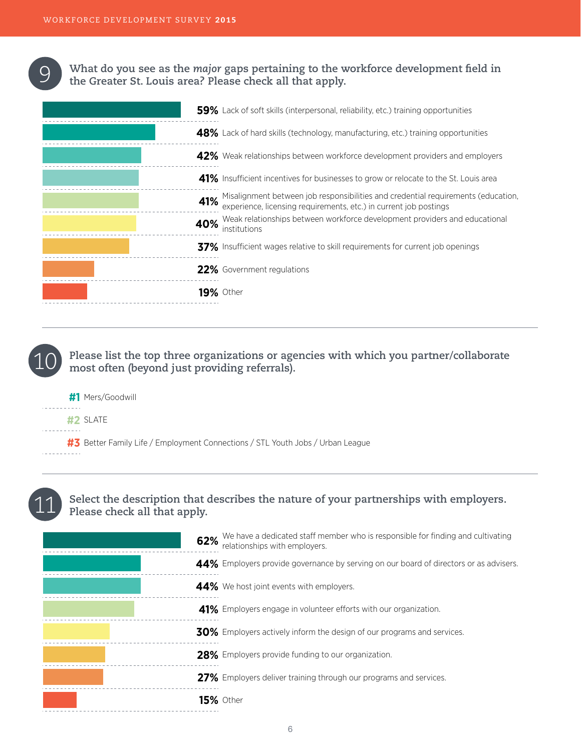## 9 What do you see as the *major* gaps pertaining to the workforce development field in the Greater St. Louis area? Please check all that apply.

| % | Response |
|---|---|
| **59%** | Lack of soft skills (interpersonal, reliability, etc.) training opportunities |
| **48%** | Lack of hard skills (technology, manufacturing, etc.) training opportunities |
| **42%** | Weak relationships between workforce development providers and employers |
| **41%** | Insufficient incentives for businesses to grow or relocate to the St. Louis area |
| **41%** | Misalignment between job responsibilities and credential requirements (education, experience, licensing requirements, etc.) in current job postings |
| **40%** | Weak relationships between workforce development providers and educational institutions |
| **37%** | Insufficient wages relative to skill requirements for current job openings |
| **22%** | Government regulations |
| **19%** | Other |

## 10 Please list the top three organizations or agencies with which you partner/collaborate most often (beyond just providing referrals).

**#1** Mers/Goodwill

**#2** SLATE

**#3** Better Family Life / Employment Connections / STL Youth Jobs / Urban League

## 11 Select the description that describes the nature of your partnerships with employers. Please check all that apply.

| % | Response |
|---|---|
| **62%** | We have a dedicated staff member who is responsible for finding and cultivating relationships with employers. |
| **44%** | Employers provide governance by serving on our board of directors or as advisers. |
| **44%** | We host joint events with employers. |
| **41%** | Employers engage in volunteer efforts with our organization. |
| **30%** | Employers actively inform the design of our programs and services. |
| **28%** | Employers provide funding to our organization. |
| **27%** | Employers deliver training through our programs and services. |
| **15%** | Other |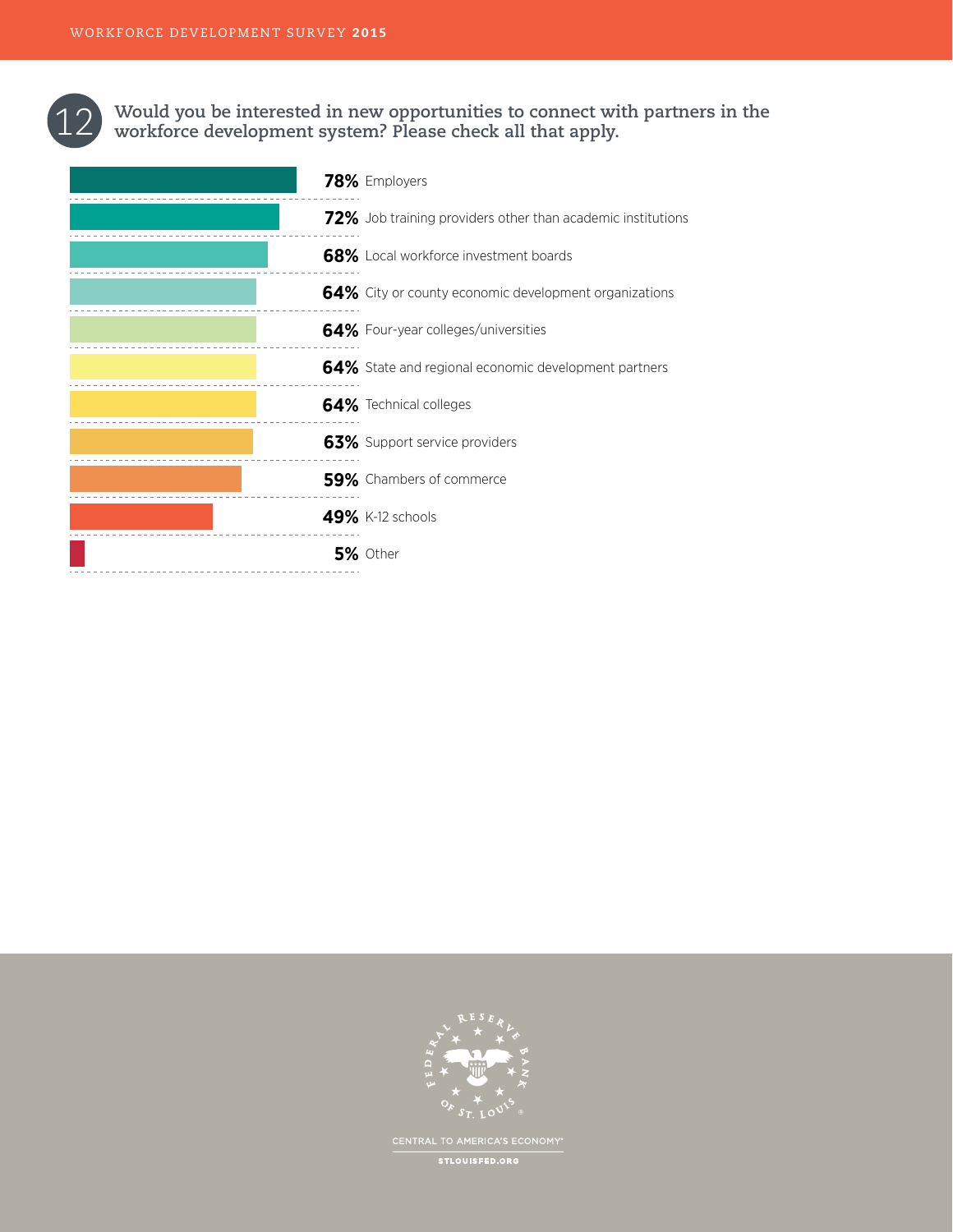## 12 Would you be interested in new opportunities to connect with partners in the workforce development system? Please check all that apply.

**78%** Employers

**72%** Job training providers other than academic institutions

**68%** Local workforce investment boards

**64%** City or county economic development organizations

**64%** Four-year colleges/universities

**64%** State and regional economic development partners

**64%** Technical colleges

**63%** Support service providers

**59%** Chambers of commerce

**49%** K-12 schools

**5%** Other

FEDERAL RESERVE BANK OF ST. LOUIS

CENTRAL TO AMERICA'S ECONOMY®

STLOUISFED.ORG